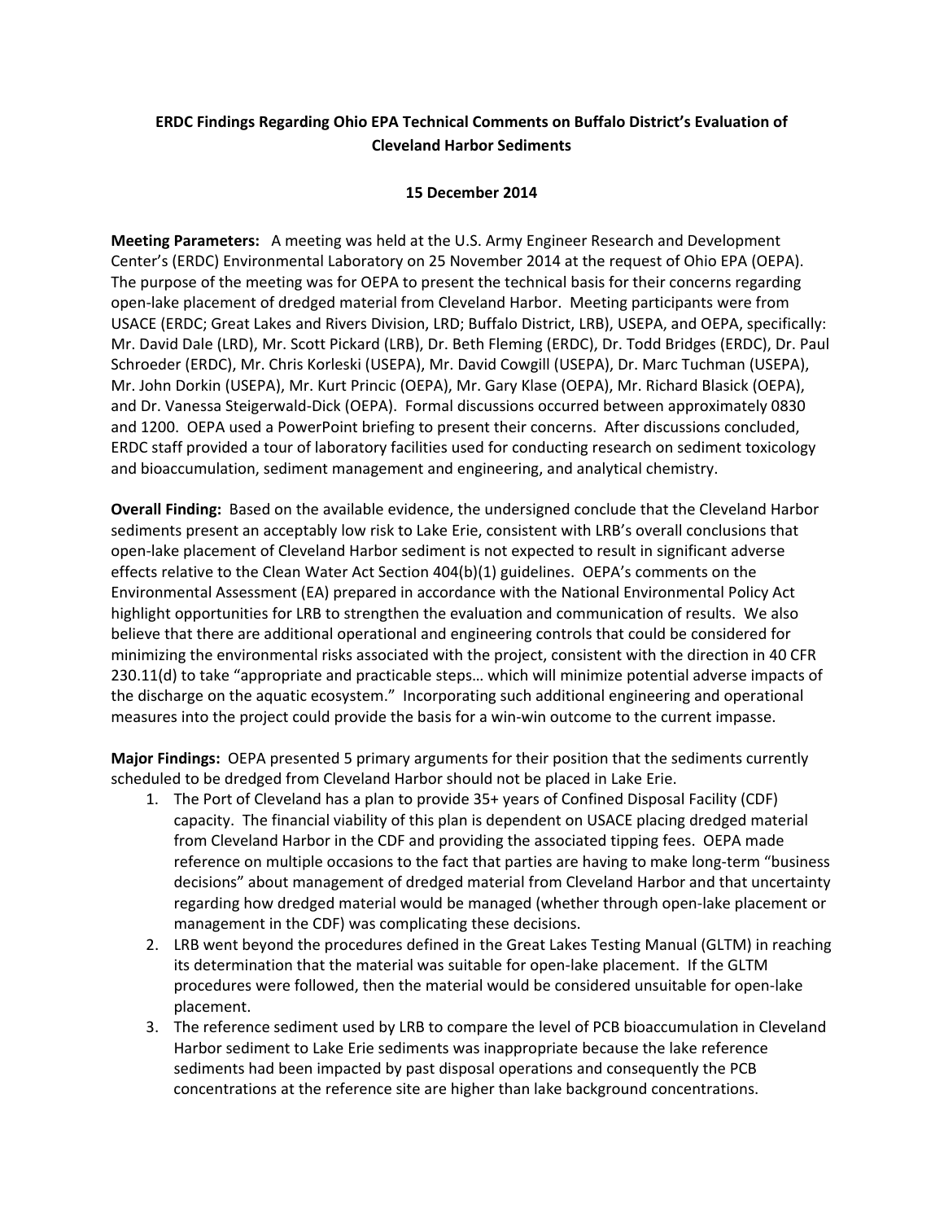**ERDC Findings Regarding Ohio EPA Technical Comments on Buffalo District's Evaluation of Cleveland Harbor Sediments**

**15 December 2014**

**Meeting Parameters:** A meeting was held at the U.S. Army Engineer Research and Development Center's (ERDC) Environmental Laboratory on 25 November 2014 at the request of Ohio EPA (OEPA). The purpose of the meeting was for OEPA to present the technical basis for their concerns regarding open-lake placement of dredged material from Cleveland Harbor. Meeting participants were from USACE (ERDC; Great Lakes and Rivers Division, LRD; Buffalo District, LRB), USEPA, and OEPA, specifically: Mr. David Dale (LRD), Mr. Scott Pickard (LRB), Dr. Beth Fleming (ERDC), Dr. Todd Bridges (ERDC), Dr. Paul Schroeder (ERDC), Mr. Chris Korleski (USEPA), Mr. David Cowgill (USEPA), Dr. Marc Tuchman (USEPA), Mr. John Dorkin (USEPA), Mr. Kurt Princic (OEPA), Mr. Gary Klase (OEPA), Mr. Richard Blasick (OEPA), and Dr. Vanessa Steigerwald-Dick (OEPA). Formal discussions occurred between approximately 0830 and 1200. OEPA used a PowerPoint briefing to present their concerns. After discussions concluded, ERDC staff provided a tour of laboratory facilities used for conducting research on sediment toxicology and bioaccumulation, sediment management and engineering, and analytical chemistry.

**Overall Finding:** Based on the available evidence, the undersigned conclude that the Cleveland Harbor sediments present an acceptably low risk to Lake Erie, consistent with LRB's overall conclusions that open-lake placement of Cleveland Harbor sediment is not expected to result in significant adverse effects relative to the Clean Water Act Section 404(b)(1) guidelines. OEPA's comments on the Environmental Assessment (EA) prepared in accordance with the National Environmental Policy Act highlight opportunities for LRB to strengthen the evaluation and communication of results. We also believe that there are additional operational and engineering controls that could be considered for minimizing the environmental risks associated with the project, consistent with the direction in 40 CFR 230.11(d) to take "appropriate and practicable steps… which will minimize potential adverse impacts of the discharge on the aquatic ecosystem." Incorporating such additional engineering and operational measures into the project could provide the basis for a win-win outcome to the current impasse.

**Major Findings:** OEPA presented 5 primary arguments for their position that the sediments currently scheduled to be dredged from Cleveland Harbor should not be placed in Lake Erie.

1. The Port of Cleveland has a plan to provide 35+ years of Confined Disposal Facility (CDF) capacity. The financial viability of this plan is dependent on USACE placing dredged material from Cleveland Harbor in the CDF and providing the associated tipping fees. OEPA made reference on multiple occasions to the fact that parties are having to make long-term "business decisions" about management of dredged material from Cleveland Harbor and that uncertainty regarding how dredged material would be managed (whether through open-lake placement or management in the CDF) was complicating these decisions.
2. LRB went beyond the procedures defined in the Great Lakes Testing Manual (GLTM) in reaching its determination that the material was suitable for open-lake placement. If the GLTM procedures were followed, then the material would be considered unsuitable for open-lake placement.
3. The reference sediment used by LRB to compare the level of PCB bioaccumulation in Cleveland Harbor sediment to Lake Erie sediments was inappropriate because the lake reference sediments had been impacted by past disposal operations and consequently the PCB concentrations at the reference site are higher than lake background concentrations.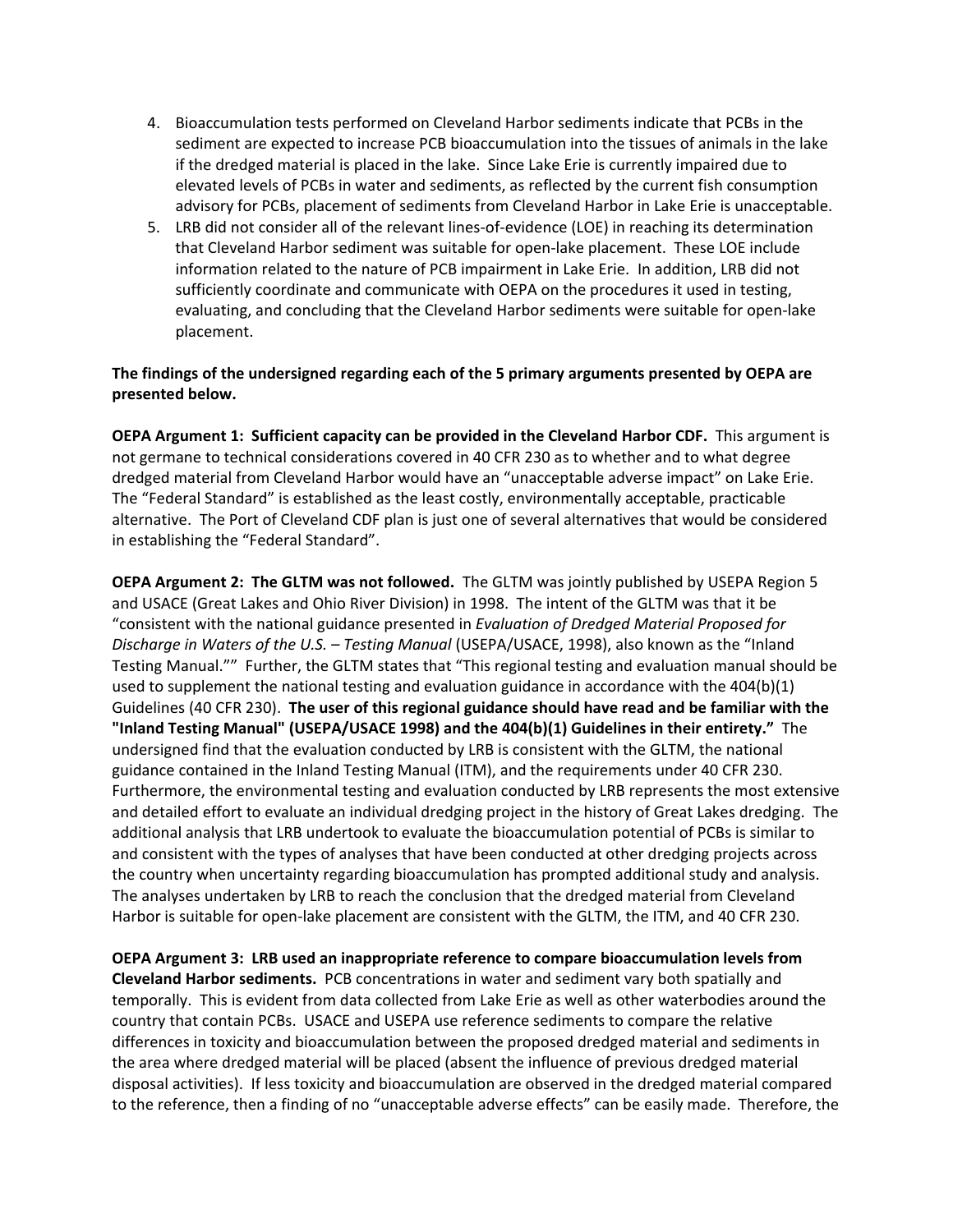4. Bioaccumulation tests performed on Cleveland Harbor sediments indicate that PCBs in the sediment are expected to increase PCB bioaccumulation into the tissues of animals in the lake if the dredged material is placed in the lake. Since Lake Erie is currently impaired due to elevated levels of PCBs in water and sediments, as reflected by the current fish consumption advisory for PCBs, placement of sediments from Cleveland Harbor in Lake Erie is unacceptable.
5. LRB did not consider all of the relevant lines-of-evidence (LOE) in reaching its determination that Cleveland Harbor sediment was suitable for open-lake placement. These LOE include information related to the nature of PCB impairment in Lake Erie. In addition, LRB did not sufficiently coordinate and communicate with OEPA on the procedures it used in testing, evaluating, and concluding that the Cleveland Harbor sediments were suitable for open-lake placement.

**The findings of the undersigned regarding each of the 5 primary arguments presented by OEPA are presented below.**

**OEPA Argument 1: Sufficient capacity can be provided in the Cleveland Harbor CDF.** This argument is not germane to technical considerations covered in 40 CFR 230 as to whether and to what degree dredged material from Cleveland Harbor would have an "unacceptable adverse impact" on Lake Erie. The "Federal Standard" is established as the least costly, environmentally acceptable, practicable alternative. The Port of Cleveland CDF plan is just one of several alternatives that would be considered in establishing the "Federal Standard".

**OEPA Argument 2: The GLTM was not followed.** The GLTM was jointly published by USEPA Region 5 and USACE (Great Lakes and Ohio River Division) in 1998. The intent of the GLTM was that it be "consistent with the national guidance presented in *Evaluation of Dredged Material Proposed for Discharge in Waters of the U.S. – Testing Manual* (USEPA/USACE, 1998), also known as the "Inland Testing Manual."" Further, the GLTM states that "This regional testing and evaluation manual should be used to supplement the national testing and evaluation guidance in accordance with the 404(b)(1) Guidelines (40 CFR 230). **The user of this regional guidance should have read and be familiar with the "Inland Testing Manual" (USEPA/USACE 1998) and the 404(b)(1) Guidelines in their entirety."** The undersigned find that the evaluation conducted by LRB is consistent with the GLTM, the national guidance contained in the Inland Testing Manual (ITM), and the requirements under 40 CFR 230. Furthermore, the environmental testing and evaluation conducted by LRB represents the most extensive and detailed effort to evaluate an individual dredging project in the history of Great Lakes dredging. The additional analysis that LRB undertook to evaluate the bioaccumulation potential of PCBs is similar to and consistent with the types of analyses that have been conducted at other dredging projects across the country when uncertainty regarding bioaccumulation has prompted additional study and analysis. The analyses undertaken by LRB to reach the conclusion that the dredged material from Cleveland Harbor is suitable for open-lake placement are consistent with the GLTM, the ITM, and 40 CFR 230.

**OEPA Argument 3: LRB used an inappropriate reference to compare bioaccumulation levels from Cleveland Harbor sediments.** PCB concentrations in water and sediment vary both spatially and temporally. This is evident from data collected from Lake Erie as well as other waterbodies around the country that contain PCBs. USACE and USEPA use reference sediments to compare the relative differences in toxicity and bioaccumulation between the proposed dredged material and sediments in the area where dredged material will be placed (absent the influence of previous dredged material disposal activities). If less toxicity and bioaccumulation are observed in the dredged material compared to the reference, then a finding of no "unacceptable adverse effects" can be easily made. Therefore, the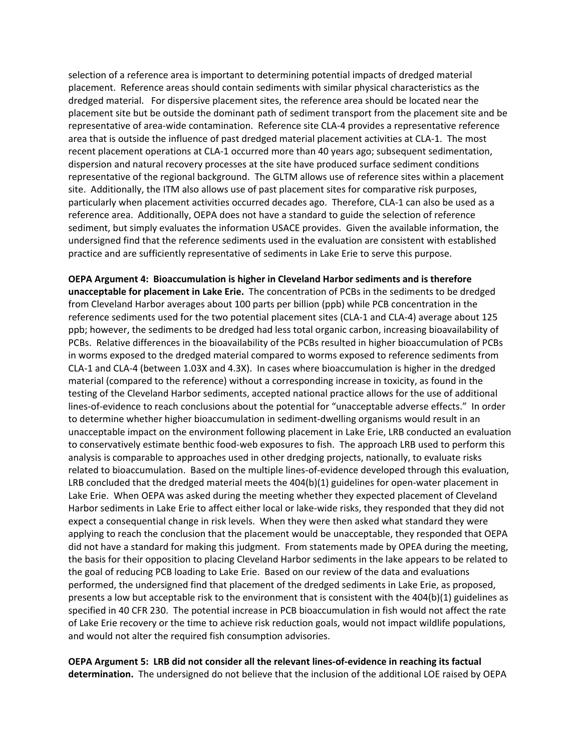selection of a reference area is important to determining potential impacts of dredged material placement. Reference areas should contain sediments with similar physical characteristics as the dredged material. For dispersive placement sites, the reference area should be located near the placement site but be outside the dominant path of sediment transport from the placement site and be representative of area-wide contamination. Reference site CLA-4 provides a representative reference area that is outside the influence of past dredged material placement activities at CLA-1. The most recent placement operations at CLA-1 occurred more than 40 years ago; subsequent sedimentation, dispersion and natural recovery processes at the site have produced surface sediment conditions representative of the regional background. The GLTM allows use of reference sites within a placement site. Additionally, the ITM also allows use of past placement sites for comparative risk purposes, particularly when placement activities occurred decades ago. Therefore, CLA-1 can also be used as a reference area. Additionally, OEPA does not have a standard to guide the selection of reference sediment, but simply evaluates the information USACE provides. Given the available information, the undersigned find that the reference sediments used in the evaluation are consistent with established practice and are sufficiently representative of sediments in Lake Erie to serve this purpose.

**OEPA Argument 4: Bioaccumulation is higher in Cleveland Harbor sediments and is therefore unacceptable for placement in Lake Erie.** The concentration of PCBs in the sediments to be dredged from Cleveland Harbor averages about 100 parts per billion (ppb) while PCB concentration in the reference sediments used for the two potential placement sites (CLA-1 and CLA-4) average about 125 ppb; however, the sediments to be dredged had less total organic carbon, increasing bioavailability of PCBs. Relative differences in the bioavailability of the PCBs resulted in higher bioaccumulation of PCBs in worms exposed to the dredged material compared to worms exposed to reference sediments from CLA-1 and CLA-4 (between 1.03X and 4.3X). In cases where bioaccumulation is higher in the dredged material (compared to the reference) without a corresponding increase in toxicity, as found in the testing of the Cleveland Harbor sediments, accepted national practice allows for the use of additional lines-of-evidence to reach conclusions about the potential for "unacceptable adverse effects." In order to determine whether higher bioaccumulation in sediment-dwelling organisms would result in an unacceptable impact on the environment following placement in Lake Erie, LRB conducted an evaluation to conservatively estimate benthic food-web exposures to fish. The approach LRB used to perform this analysis is comparable to approaches used in other dredging projects, nationally, to evaluate risks related to bioaccumulation. Based on the multiple lines-of-evidence developed through this evaluation, LRB concluded that the dredged material meets the 404(b)(1) guidelines for open-water placement in Lake Erie. When OEPA was asked during the meeting whether they expected placement of Cleveland Harbor sediments in Lake Erie to affect either local or lake-wide risks, they responded that they did not expect a consequential change in risk levels. When they were then asked what standard they were applying to reach the conclusion that the placement would be unacceptable, they responded that OEPA did not have a standard for making this judgment. From statements made by OPEA during the meeting, the basis for their opposition to placing Cleveland Harbor sediments in the lake appears to be related to the goal of reducing PCB loading to Lake Erie. Based on our review of the data and evaluations performed, the undersigned find that placement of the dredged sediments in Lake Erie, as proposed, presents a low but acceptable risk to the environment that is consistent with the 404(b)(1) guidelines as specified in 40 CFR 230. The potential increase in PCB bioaccumulation in fish would not affect the rate of Lake Erie recovery or the time to achieve risk reduction goals, would not impact wildlife populations, and would not alter the required fish consumption advisories.

**OEPA Argument 5: LRB did not consider all the relevant lines-of-evidence in reaching its factual determination.** The undersigned do not believe that the inclusion of the additional LOE raised by OEPA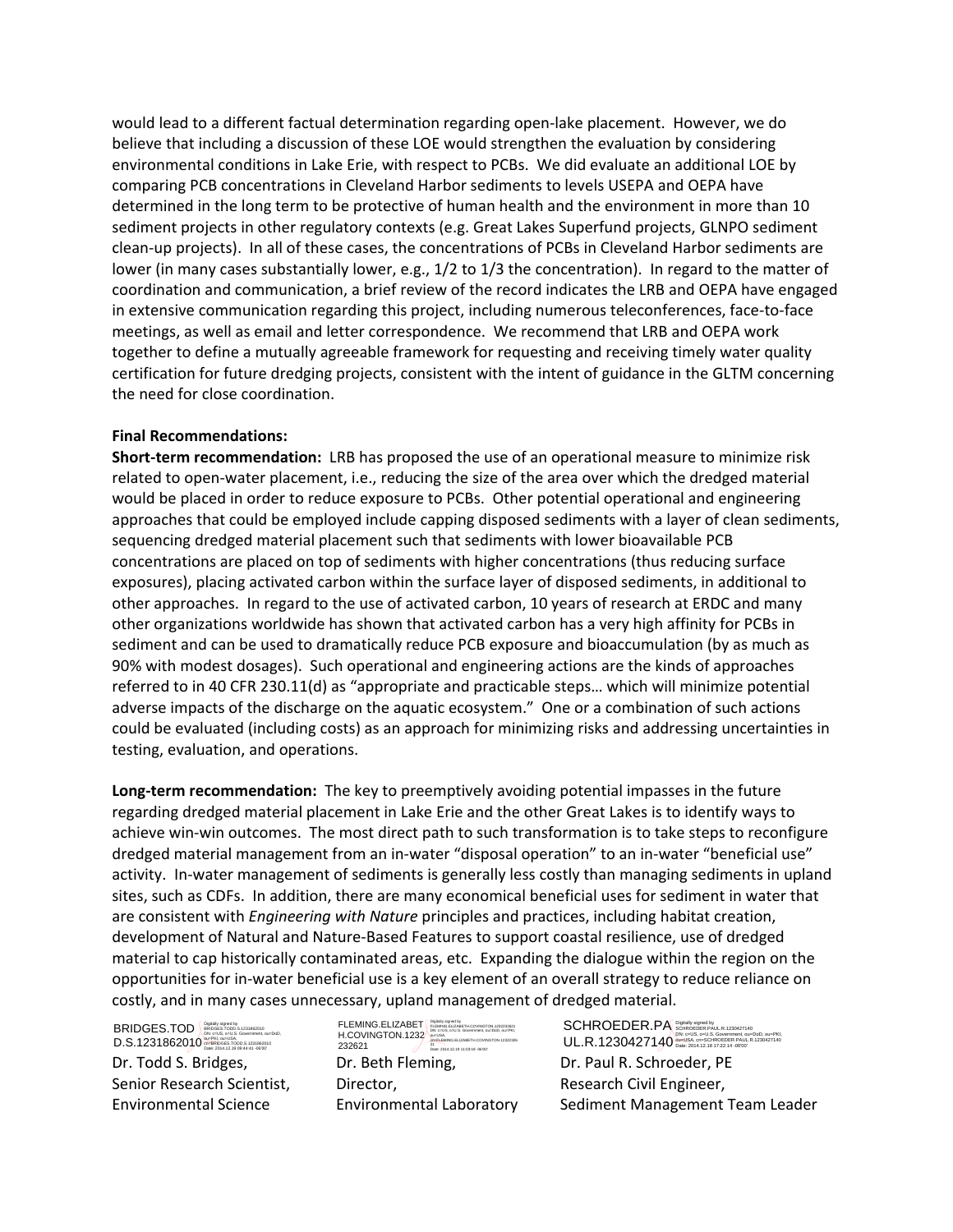would lead to a different factual determination regarding open-lake placement. However, we do believe that including a discussion of these LOE would strengthen the evaluation by considering environmental conditions in Lake Erie, with respect to PCBs. We did evaluate an additional LOE by comparing PCB concentrations in Cleveland Harbor sediments to levels USEPA and OEPA have determined in the long term to be protective of human health and the environment in more than 10 sediment projects in other regulatory contexts (e.g. Great Lakes Superfund projects, GLNPO sediment clean-up projects). In all of these cases, the concentrations of PCBs in Cleveland Harbor sediments are lower (in many cases substantially lower, e.g., 1/2 to 1/3 the concentration). In regard to the matter of coordination and communication, a brief review of the record indicates the LRB and OEPA have engaged in extensive communication regarding this project, including numerous teleconferences, face-to-face meetings, as well as email and letter correspondence. We recommend that LRB and OEPA work together to define a mutually agreeable framework for requesting and receiving timely water quality certification for future dredging projects, consistent with the intent of guidance in the GLTM concerning the need for close coordination.

**Final Recommendations:**

**Short-term recommendation:** LRB has proposed the use of an operational measure to minimize risk related to open-water placement, i.e., reducing the size of the area over which the dredged material would be placed in order to reduce exposure to PCBs. Other potential operational and engineering approaches that could be employed include capping disposed sediments with a layer of clean sediments, sequencing dredged material placement such that sediments with lower bioavailable PCB concentrations are placed on top of sediments with higher concentrations (thus reducing surface exposures), placing activated carbon within the surface layer of disposed sediments, in additional to other approaches. In regard to the use of activated carbon, 10 years of research at ERDC and many other organizations worldwide has shown that activated carbon has a very high affinity for PCBs in sediment and can be used to dramatically reduce PCB exposure and bioaccumulation (by as much as 90% with modest dosages). Such operational and engineering actions are the kinds of approaches referred to in 40 CFR 230.11(d) as "appropriate and practicable steps… which will minimize potential adverse impacts of the discharge on the aquatic ecosystem." One or a combination of such actions could be evaluated (including costs) as an approach for minimizing risks and addressing uncertainties in testing, evaluation, and operations.

**Long-term recommendation:** The key to preemptively avoiding potential impasses in the future regarding dredged material placement in Lake Erie and the other Great Lakes is to identify ways to achieve win-win outcomes. The most direct path to such transformation is to take steps to reconfigure dredged material management from an in-water "disposal operation" to an in-water "beneficial use" activity. In-water management of sediments is generally less costly than managing sediments in upland sites, such as CDFs. In addition, there are many economical beneficial uses for sediment in water that are consistent with *Engineering with Nature* principles and practices, including habitat creation, development of Natural and Nature-Based Features to support coastal resilience, use of dredged material to cap historically contaminated areas, etc. Expanding the dialogue within the region on the opportunities for in-water beneficial use is a key element of an overall strategy to reduce reliance on costly, and in many cases unnecessary, upland management of dredged material.

BRIDGES.TODD.S.1231862010 (Digitally signed by BRIDGES.TODD.S.1231862010, Date: 2014.12.18 09:44:41 -06'00')

Dr. Todd S. Bridges,
Senior Research Scientist,
Environmental Science

FLEMING.ELIZABETH.COVINGTON.1232232621 (Digitally signed by FLEMING.ELIZABETH.COVINGTON.1232232621, Date: 2014.12.19 11:03:19 -06'00')

Dr. Beth Fleming,
Director,
Environmental Laboratory

SCHROEDER.PAUL.R.1230427140 (Digitally signed by SCHROEDER.PAUL.R.1230427140, Date: 2014.12.18 17:22:14 -06'00')

Dr. Paul R. Schroeder, PE
Research Civil Engineer,
Sediment Management Team Leader